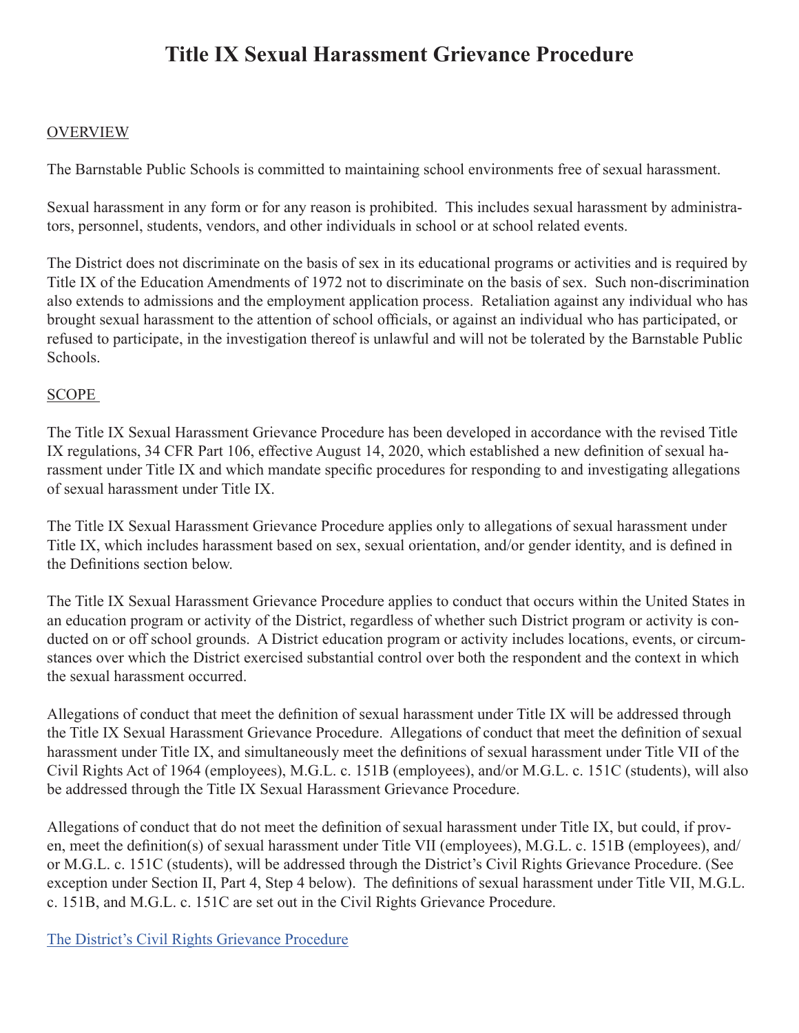# Title IX Sexual Harassment Grievance Procedure

## OVERVIEW

The Barnstable Public Schools is committed to maintaining school environments free of sexual harassment.

Sexual harassment in any form or for any reason is prohibited. This includes sexual harassment by administrators, personnel, students, vendors, and other individuals in school or at school related events.

The District does not discriminate on the basis of sex in its educational programs or activities and is required by Title IX of the Education Amendments of 1972 not to discriminate on the basis of sex. Such non-discrimination also extends to admissions and the employment application process. Retaliation against any individual who has brought sexual harassment to the attention of school officials, or against an individual who has participated, or refused to participate, in the investigation thereof is unlawful and will not be tolerated by the Barnstable Public Schools.

## SCOPE

The Title IX Sexual Harassment Grievance Procedure has been developed in accordance with the revised Title IX regulations, 34 CFR Part 106, effective August 14, 2020, which established a new definition of sexual harassment under Title IX and which mandate specific procedures for responding to and investigating allegations of sexual harassment under Title IX.

The Title IX Sexual Harassment Grievance Procedure applies only to allegations of sexual harassment under Title IX, which includes harassment based on sex, sexual orientation, and/or gender identity, and is defined in the Definitions section below.

The Title IX Sexual Harassment Grievance Procedure applies to conduct that occurs within the United States in an education program or activity of the District, regardless of whether such District program or activity is conducted on or off school grounds. A District education program or activity includes locations, events, or circumstances over which the District exercised substantial control over both the respondent and the context in which the sexual harassment occurred.

Allegations of conduct that meet the definition of sexual harassment under Title IX will be addressed through the Title IX Sexual Harassment Grievance Procedure. Allegations of conduct that meet the definition of sexual harassment under Title IX, and simultaneously meet the definitions of sexual harassment under Title VII of the Civil Rights Act of 1964 (employees), M.G.L. c. 151B (employees), and/or M.G.L. c. 151C (students), will also be addressed through the Title IX Sexual Harassment Grievance Procedure.

Allegations of conduct that do not meet the definition of sexual harassment under Title IX, but could, if proven, meet the definition(s) of sexual harassment under Title VII (employees), M.G.L. c. 151B (employees), and/or M.G.L. c. 151C (students), will be addressed through the District's Civil Rights Grievance Procedure. (See exception under Section II, Part 4, Step 4 below). The definitions of sexual harassment under Title VII, M.G.L. c. 151B, and M.G.L. c. 151C are set out in the Civil Rights Grievance Procedure.

The District's Civil Rights Grievance Procedure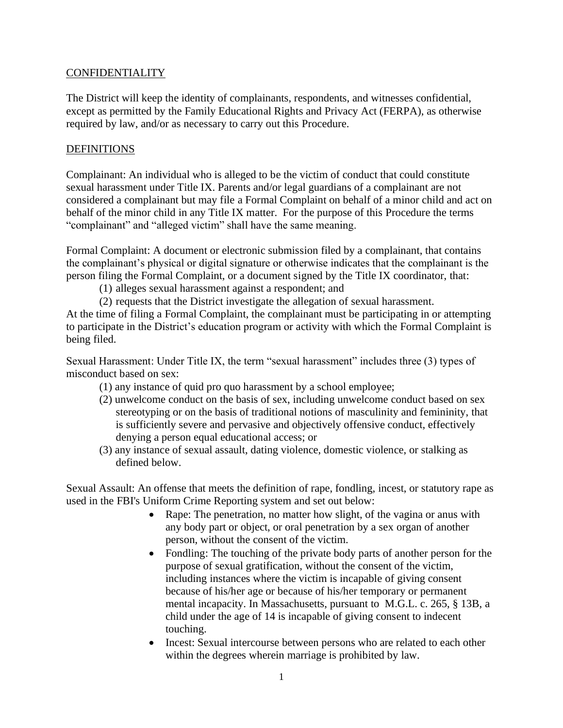## CONFIDENTIALITY

The District will keep the identity of complainants, respondents, and witnesses confidential, except as permitted by the Family Educational Rights and Privacy Act (FERPA), as otherwise required by law, and/or as necessary to carry out this Procedure.

## DEFINITIONS

Complainant: An individual who is alleged to be the victim of conduct that could constitute sexual harassment under Title IX. Parents and/or legal guardians of a complainant are not considered a complainant but may file a Formal Complaint on behalf of a minor child and act on behalf of the minor child in any Title IX matter. For the purpose of this Procedure the terms "complainant" and "alleged victim" shall have the same meaning.

Formal Complaint: A document or electronic submission filed by a complainant, that contains the complainant's physical or digital signature or otherwise indicates that the complainant is the person filing the Formal Complaint, or a document signed by the Title IX coordinator, that:

1. alleges sexual harassment against a respondent; and
2. requests that the District investigate the allegation of sexual harassment.

At the time of filing a Formal Complaint, the complainant must be participating in or attempting to participate in the District's education program or activity with which the Formal Complaint is being filed.

Sexual Harassment: Under Title IX, the term "sexual harassment" includes three (3) types of misconduct based on sex:

1. any instance of quid pro quo harassment by a school employee;
2. unwelcome conduct on the basis of sex, including unwelcome conduct based on sex stereotyping or on the basis of traditional notions of masculinity and femininity, that is sufficiently severe and pervasive and objectively offensive conduct, effectively denying a person equal educational access; or
3. any instance of sexual assault, dating violence, domestic violence, or stalking as defined below.

Sexual Assault: An offense that meets the definition of rape, fondling, incest, or statutory rape as used in the FBI's Uniform Crime Reporting system and set out below:

- Rape: The penetration, no matter how slight, of the vagina or anus with any body part or object, or oral penetration by a sex organ of another person, without the consent of the victim.
- Fondling: The touching of the private body parts of another person for the purpose of sexual gratification, without the consent of the victim, including instances where the victim is incapable of giving consent because of his/her age or because of his/her temporary or permanent mental incapacity. In Massachusetts, pursuant to M.G.L. c. 265, § 13B, a child under the age of 14 is incapable of giving consent to indecent touching.
- Incest: Sexual intercourse between persons who are related to each other within the degrees wherein marriage is prohibited by law.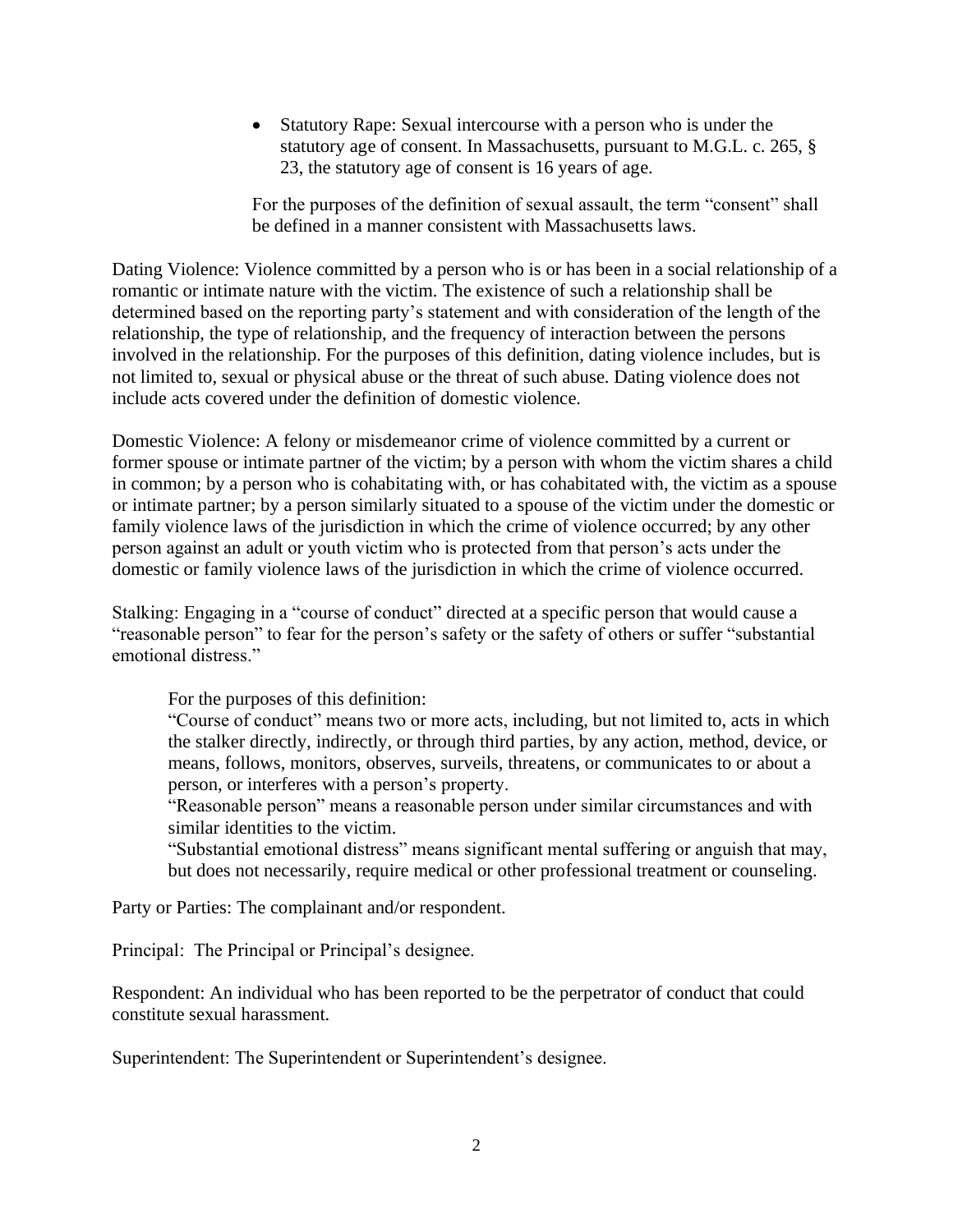- Statutory Rape: Sexual intercourse with a person who is under the statutory age of consent. In Massachusetts, pursuant to M.G.L. c. 265, § 23, the statutory age of consent is 16 years of age.

  For the purposes of the definition of sexual assault, the term "consent" shall be defined in a manner consistent with Massachusetts laws.

Dating Violence: Violence committed by a person who is or has been in a social relationship of a romantic or intimate nature with the victim. The existence of such a relationship shall be determined based on the reporting party's statement and with consideration of the length of the relationship, the type of relationship, and the frequency of interaction between the persons involved in the relationship. For the purposes of this definition, dating violence includes, but is not limited to, sexual or physical abuse or the threat of such abuse. Dating violence does not include acts covered under the definition of domestic violence.

Domestic Violence: A felony or misdemeanor crime of violence committed by a current or former spouse or intimate partner of the victim; by a person with whom the victim shares a child in common; by a person who is cohabitating with, or has cohabitated with, the victim as a spouse or intimate partner; by a person similarly situated to a spouse of the victim under the domestic or family violence laws of the jurisdiction in which the crime of violence occurred; by any other person against an adult or youth victim who is protected from that person's acts under the domestic or family violence laws of the jurisdiction in which the crime of violence occurred.

Stalking: Engaging in a "course of conduct" directed at a specific person that would cause a "reasonable person" to fear for the person's safety or the safety of others or suffer "substantial emotional distress."

> For the purposes of this definition:
> "Course of conduct" means two or more acts, including, but not limited to, acts in which the stalker directly, indirectly, or through third parties, by any action, method, device, or means, follows, monitors, observes, surveils, threatens, or communicates to or about a person, or interferes with a person's property.
> "Reasonable person" means a reasonable person under similar circumstances and with similar identities to the victim.
> "Substantial emotional distress" means significant mental suffering or anguish that may, but does not necessarily, require medical or other professional treatment or counseling.

Party or Parties: The complainant and/or respondent.

Principal: The Principal or Principal's designee.

Respondent: An individual who has been reported to be the perpetrator of conduct that could constitute sexual harassment.

Superintendent: The Superintendent or Superintendent's designee.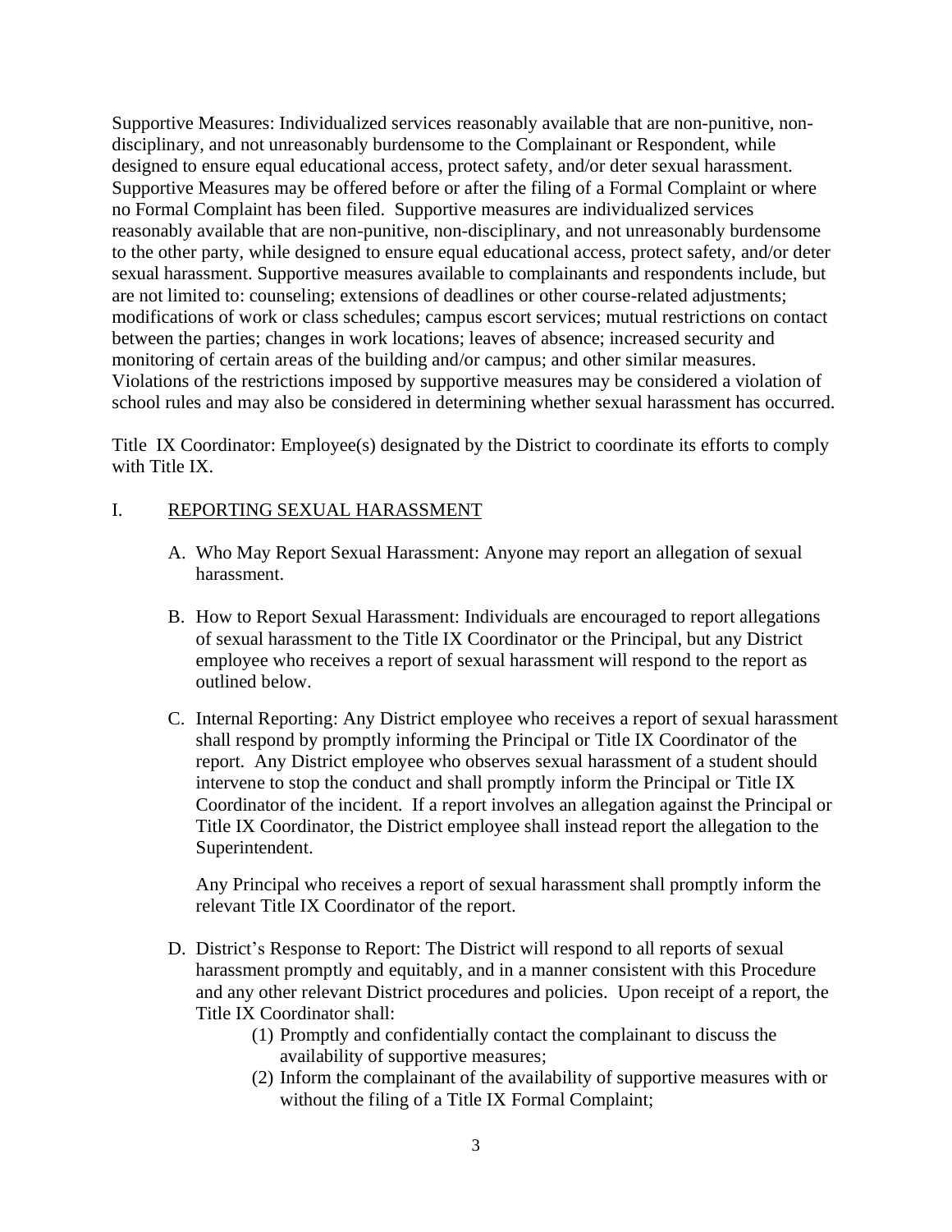Supportive Measures: Individualized services reasonably available that are non-punitive, non-disciplinary, and not unreasonably burdensome to the Complainant or Respondent, while designed to ensure equal educational access, protect safety, and/or deter sexual harassment. Supportive Measures may be offered before or after the filing of a Formal Complaint or where no Formal Complaint has been filed. Supportive measures are individualized services reasonably available that are non-punitive, non-disciplinary, and not unreasonably burdensome to the other party, while designed to ensure equal educational access, protect safety, and/or deter sexual harassment. Supportive measures available to complainants and respondents include, but are not limited to: counseling; extensions of deadlines or other course-related adjustments; modifications of work or class schedules; campus escort services; mutual restrictions on contact between the parties; changes in work locations; leaves of absence; increased security and monitoring of certain areas of the building and/or campus; and other similar measures. Violations of the restrictions imposed by supportive measures may be considered a violation of school rules and may also be considered in determining whether sexual harassment has occurred.

Title IX Coordinator: Employee(s) designated by the District to coordinate its efforts to comply with Title IX.

## I. REPORTING SEXUAL HARASSMENT

A. Who May Report Sexual Harassment: Anyone may report an allegation of sexual harassment.

B. How to Report Sexual Harassment: Individuals are encouraged to report allegations of sexual harassment to the Title IX Coordinator or the Principal, but any District employee who receives a report of sexual harassment will respond to the report as outlined below.

C. Internal Reporting: Any District employee who receives a report of sexual harassment shall respond by promptly informing the Principal or Title IX Coordinator of the report. Any District employee who observes sexual harassment of a student should intervene to stop the conduct and shall promptly inform the Principal or Title IX Coordinator of the incident. If a report involves an allegation against the Principal or Title IX Coordinator, the District employee shall instead report the allegation to the Superintendent.

Any Principal who receives a report of sexual harassment shall promptly inform the relevant Title IX Coordinator of the report.

D. District's Response to Report: The District will respond to all reports of sexual harassment promptly and equitably, and in a manner consistent with this Procedure and any other relevant District procedures and policies. Upon receipt of a report, the Title IX Coordinator shall:

(1) Promptly and confidentially contact the complainant to discuss the availability of supportive measures;

(2) Inform the complainant of the availability of supportive measures with or without the filing of a Title IX Formal Complaint;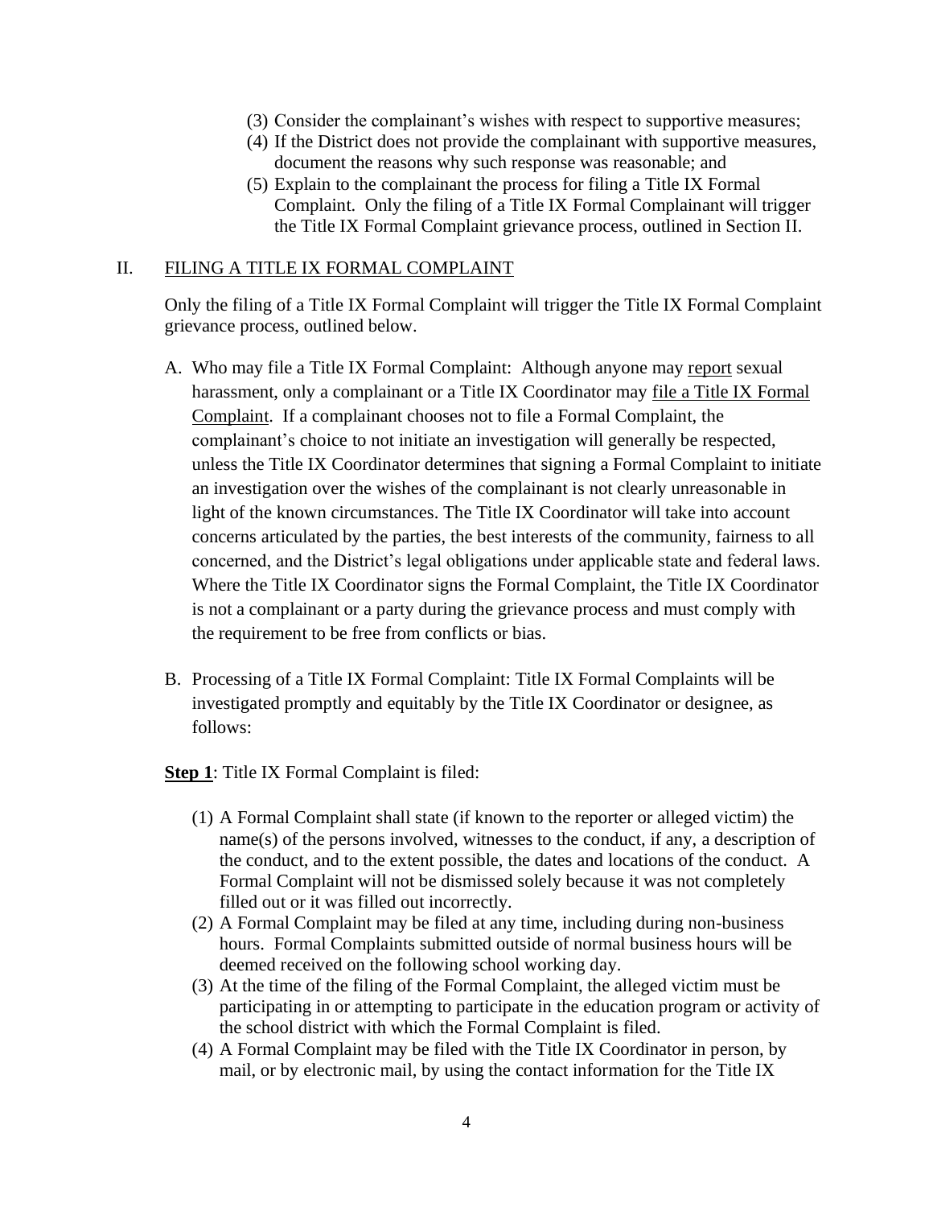(3) Consider the complainant's wishes with respect to supportive measures;
(4) If the District does not provide the complainant with supportive measures, document the reasons why such response was reasonable; and
(5) Explain to the complainant the process for filing a Title IX Formal Complaint. Only the filing of a Title IX Formal Complainant will trigger the Title IX Formal Complaint grievance process, outlined in Section II.

## II. FILING A TITLE IX FORMAL COMPLAINT

Only the filing of a Title IX Formal Complaint will trigger the Title IX Formal Complaint grievance process, outlined below.

A. Who may file a Title IX Formal Complaint: Although anyone may report sexual harassment, only a complainant or a Title IX Coordinator may file a Title IX Formal Complaint. If a complainant chooses not to file a Formal Complaint, the complainant's choice to not initiate an investigation will generally be respected, unless the Title IX Coordinator determines that signing a Formal Complaint to initiate an investigation over the wishes of the complainant is not clearly unreasonable in light of the known circumstances. The Title IX Coordinator will take into account concerns articulated by the parties, the best interests of the community, fairness to all concerned, and the District's legal obligations under applicable state and federal laws. Where the Title IX Coordinator signs the Formal Complaint, the Title IX Coordinator is not a complainant or a party during the grievance process and must comply with the requirement to be free from conflicts or bias.

B. Processing of a Title IX Formal Complaint: Title IX Formal Complaints will be investigated promptly and equitably by the Title IX Coordinator or designee, as follows:

**Step 1**: Title IX Formal Complaint is filed:

(1) A Formal Complaint shall state (if known to the reporter or alleged victim) the name(s) of the persons involved, witnesses to the conduct, if any, a description of the conduct, and to the extent possible, the dates and locations of the conduct. A Formal Complaint will not be dismissed solely because it was not completely filled out or it was filled out incorrectly.
(2) A Formal Complaint may be filed at any time, including during non-business hours. Formal Complaints submitted outside of normal business hours will be deemed received on the following school working day.
(3) At the time of the filing of the Formal Complaint, the alleged victim must be participating in or attempting to participate in the education program or activity of the school district with which the Formal Complaint is filed.
(4) A Formal Complaint may be filed with the Title IX Coordinator in person, by mail, or by electronic mail, by using the contact information for the Title IX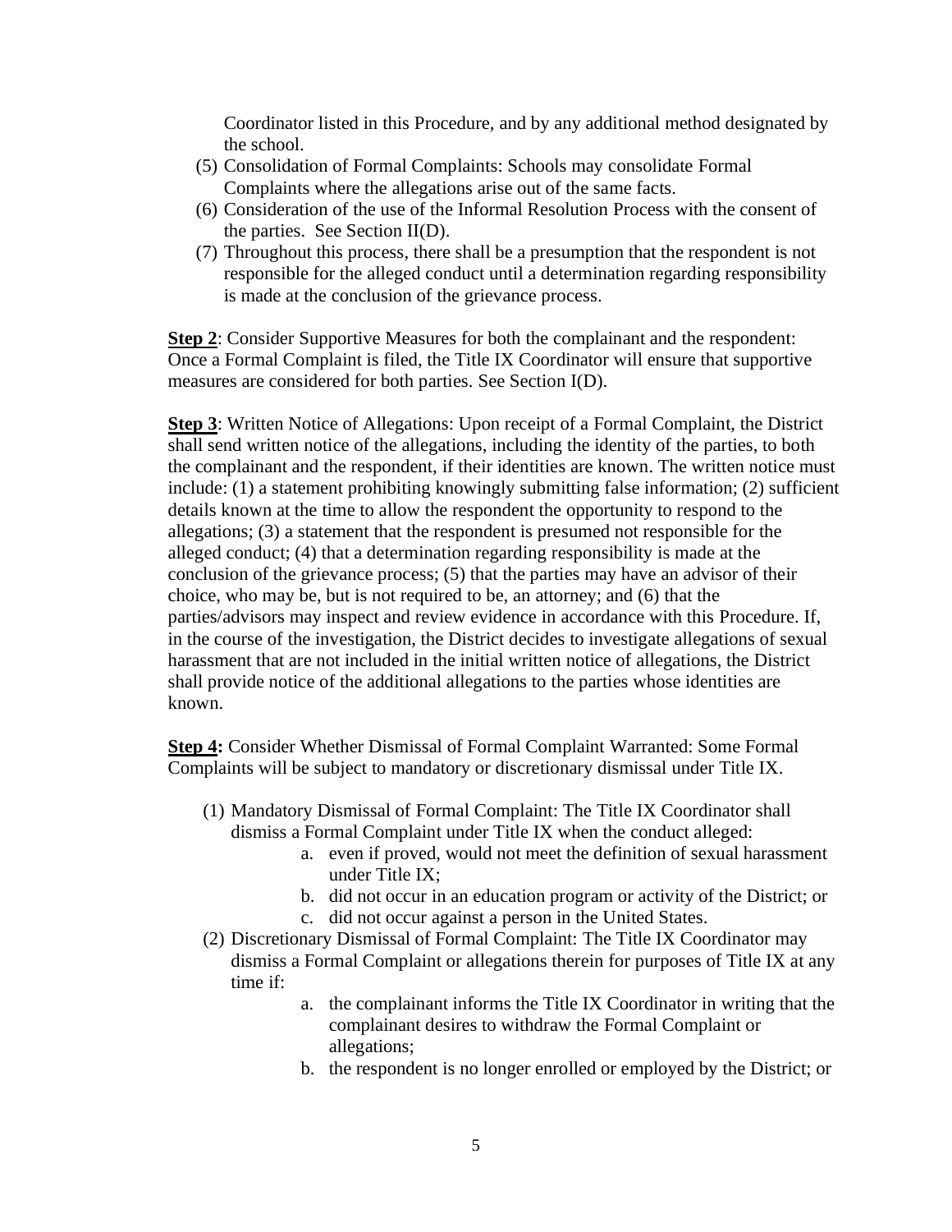Coordinator listed in this Procedure, and by any additional method designated by the school.

(5) Consolidation of Formal Complaints: Schools may consolidate Formal Complaints where the allegations arise out of the same facts.

(6) Consideration of the use of the Informal Resolution Process with the consent of the parties. See Section II(D).

(7) Throughout this process, there shall be a presumption that the respondent is not responsible for the alleged conduct until a determination regarding responsibility is made at the conclusion of the grievance process.

**Step 2**: Consider Supportive Measures for both the complainant and the respondent: Once a Formal Complaint is filed, the Title IX Coordinator will ensure that supportive measures are considered for both parties. See Section I(D).

**Step 3**: Written Notice of Allegations: Upon receipt of a Formal Complaint, the District shall send written notice of the allegations, including the identity of the parties, to both the complainant and the respondent, if their identities are known. The written notice must include: (1) a statement prohibiting knowingly submitting false information; (2) sufficient details known at the time to allow the respondent the opportunity to respond to the allegations; (3) a statement that the respondent is presumed not responsible for the alleged conduct; (4) that a determination regarding responsibility is made at the conclusion of the grievance process; (5) that the parties may have an advisor of their choice, who may be, but is not required to be, an attorney; and (6) that the parties/advisors may inspect and review evidence in accordance with this Procedure. If, in the course of the investigation, the District decides to investigate allegations of sexual harassment that are not included in the initial written notice of allegations, the District shall provide notice of the additional allegations to the parties whose identities are known.

**Step 4:** Consider Whether Dismissal of Formal Complaint Warranted: Some Formal Complaints will be subject to mandatory or discretionary dismissal under Title IX.

(1) Mandatory Dismissal of Formal Complaint: The Title IX Coordinator shall dismiss a Formal Complaint under Title IX when the conduct alleged:
   a. even if proved, would not meet the definition of sexual harassment under Title IX;
   b. did not occur in an education program or activity of the District; or
   c. did not occur against a person in the United States.

(2) Discretionary Dismissal of Formal Complaint: The Title IX Coordinator may dismiss a Formal Complaint or allegations therein for purposes of Title IX at any time if:
   a. the complainant informs the Title IX Coordinator in writing that the complainant desires to withdraw the Formal Complaint or allegations;
   b. the respondent is no longer enrolled or employed by the District; or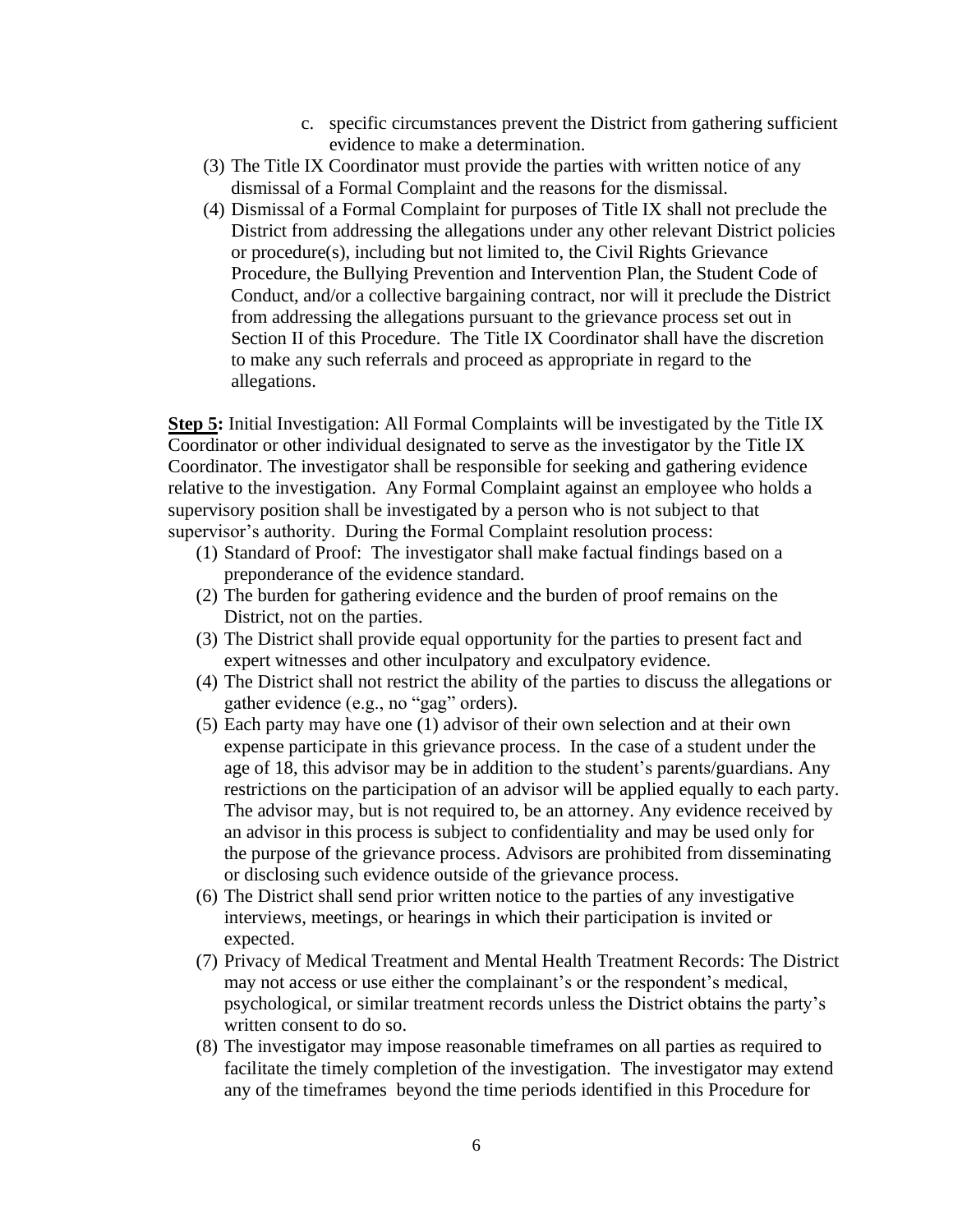c. specific circumstances prevent the District from gathering sufficient evidence to make a determination.

(3) The Title IX Coordinator must provide the parties with written notice of any dismissal of a Formal Complaint and the reasons for the dismissal.

(4) Dismissal of a Formal Complaint for purposes of Title IX shall not preclude the District from addressing the allegations under any other relevant District policies or procedure(s), including but not limited to, the Civil Rights Grievance Procedure, the Bullying Prevention and Intervention Plan, the Student Code of Conduct, and/or a collective bargaining contract, nor will it preclude the District from addressing the allegations pursuant to the grievance process set out in Section II of this Procedure. The Title IX Coordinator shall have the discretion to make any such referrals and proceed as appropriate in regard to the allegations.

**Step 5:** Initial Investigation: All Formal Complaints will be investigated by the Title IX Coordinator or other individual designated to serve as the investigator by the Title IX Coordinator. The investigator shall be responsible for seeking and gathering evidence relative to the investigation. Any Formal Complaint against an employee who holds a supervisory position shall be investigated by a person who is not subject to that supervisor's authority. During the Formal Complaint resolution process:

(1) Standard of Proof: The investigator shall make factual findings based on a preponderance of the evidence standard.

(2) The burden for gathering evidence and the burden of proof remains on the District, not on the parties.

(3) The District shall provide equal opportunity for the parties to present fact and expert witnesses and other inculpatory and exculpatory evidence.

(4) The District shall not restrict the ability of the parties to discuss the allegations or gather evidence (e.g., no "gag" orders).

(5) Each party may have one (1) advisor of their own selection and at their own expense participate in this grievance process. In the case of a student under the age of 18, this advisor may be in addition to the student's parents/guardians. Any restrictions on the participation of an advisor will be applied equally to each party. The advisor may, but is not required to, be an attorney. Any evidence received by an advisor in this process is subject to confidentiality and may be used only for the purpose of the grievance process. Advisors are prohibited from disseminating or disclosing such evidence outside of the grievance process.

(6) The District shall send prior written notice to the parties of any investigative interviews, meetings, or hearings in which their participation is invited or expected.

(7) Privacy of Medical Treatment and Mental Health Treatment Records: The District may not access or use either the complainant's or the respondent's medical, psychological, or similar treatment records unless the District obtains the party's written consent to do so.

(8) The investigator may impose reasonable timeframes on all parties as required to facilitate the timely completion of the investigation. The investigator may extend any of the timeframes beyond the time periods identified in this Procedure for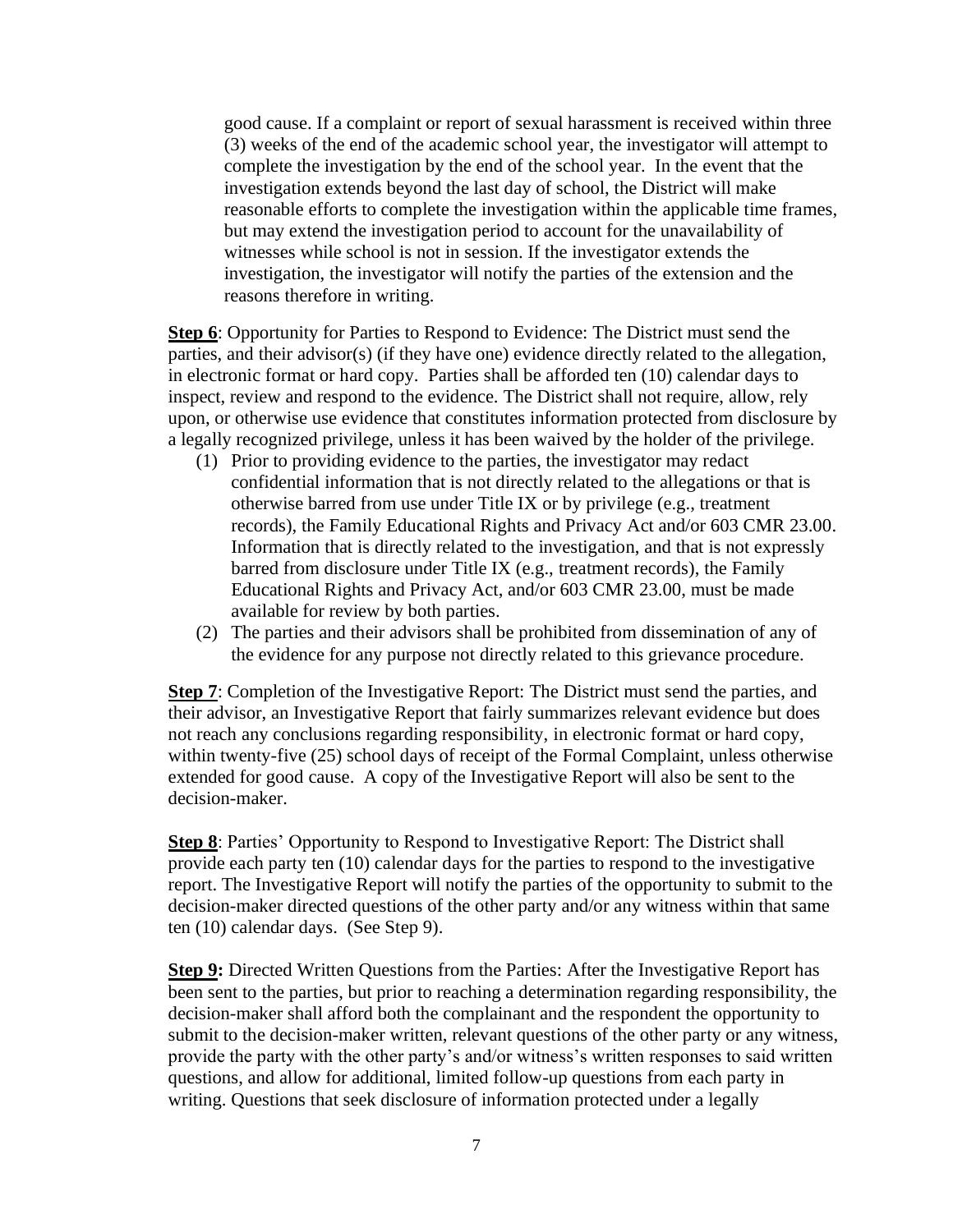good cause. If a complaint or report of sexual harassment is received within three (3) weeks of the end of the academic school year, the investigator will attempt to complete the investigation by the end of the school year. In the event that the investigation extends beyond the last day of school, the District will make reasonable efforts to complete the investigation within the applicable time frames, but may extend the investigation period to account for the unavailability of witnesses while school is not in session. If the investigator extends the investigation, the investigator will notify the parties of the extension and the reasons therefore in writing.

**Step 6**: Opportunity for Parties to Respond to Evidence: The District must send the parties, and their advisor(s) (if they have one) evidence directly related to the allegation, in electronic format or hard copy. Parties shall be afforded ten (10) calendar days to inspect, review and respond to the evidence. The District shall not require, allow, rely upon, or otherwise use evidence that constitutes information protected from disclosure by a legally recognized privilege, unless it has been waived by the holder of the privilege.

(1) Prior to providing evidence to the parties, the investigator may redact confidential information that is not directly related to the allegations or that is otherwise barred from use under Title IX or by privilege (e.g., treatment records), the Family Educational Rights and Privacy Act and/or 603 CMR 23.00. Information that is directly related to the investigation, and that is not expressly barred from disclosure under Title IX (e.g., treatment records), the Family Educational Rights and Privacy Act, and/or 603 CMR 23.00, must be made available for review by both parties.

(2) The parties and their advisors shall be prohibited from dissemination of any of the evidence for any purpose not directly related to this grievance procedure.

**Step 7**: Completion of the Investigative Report: The District must send the parties, and their advisor, an Investigative Report that fairly summarizes relevant evidence but does not reach any conclusions regarding responsibility, in electronic format or hard copy, within twenty-five (25) school days of receipt of the Formal Complaint, unless otherwise extended for good cause. A copy of the Investigative Report will also be sent to the decision-maker.

**Step 8**: Parties' Opportunity to Respond to Investigative Report: The District shall provide each party ten (10) calendar days for the parties to respond to the investigative report. The Investigative Report will notify the parties of the opportunity to submit to the decision-maker directed questions of the other party and/or any witness within that same ten (10) calendar days. (See Step 9).

**Step 9:** Directed Written Questions from the Parties: After the Investigative Report has been sent to the parties, but prior to reaching a determination regarding responsibility, the decision-maker shall afford both the complainant and the respondent the opportunity to submit to the decision-maker written, relevant questions of the other party or any witness, provide the party with the other party's and/or witness's written responses to said written questions, and allow for additional, limited follow-up questions from each party in writing. Questions that seek disclosure of information protected under a legally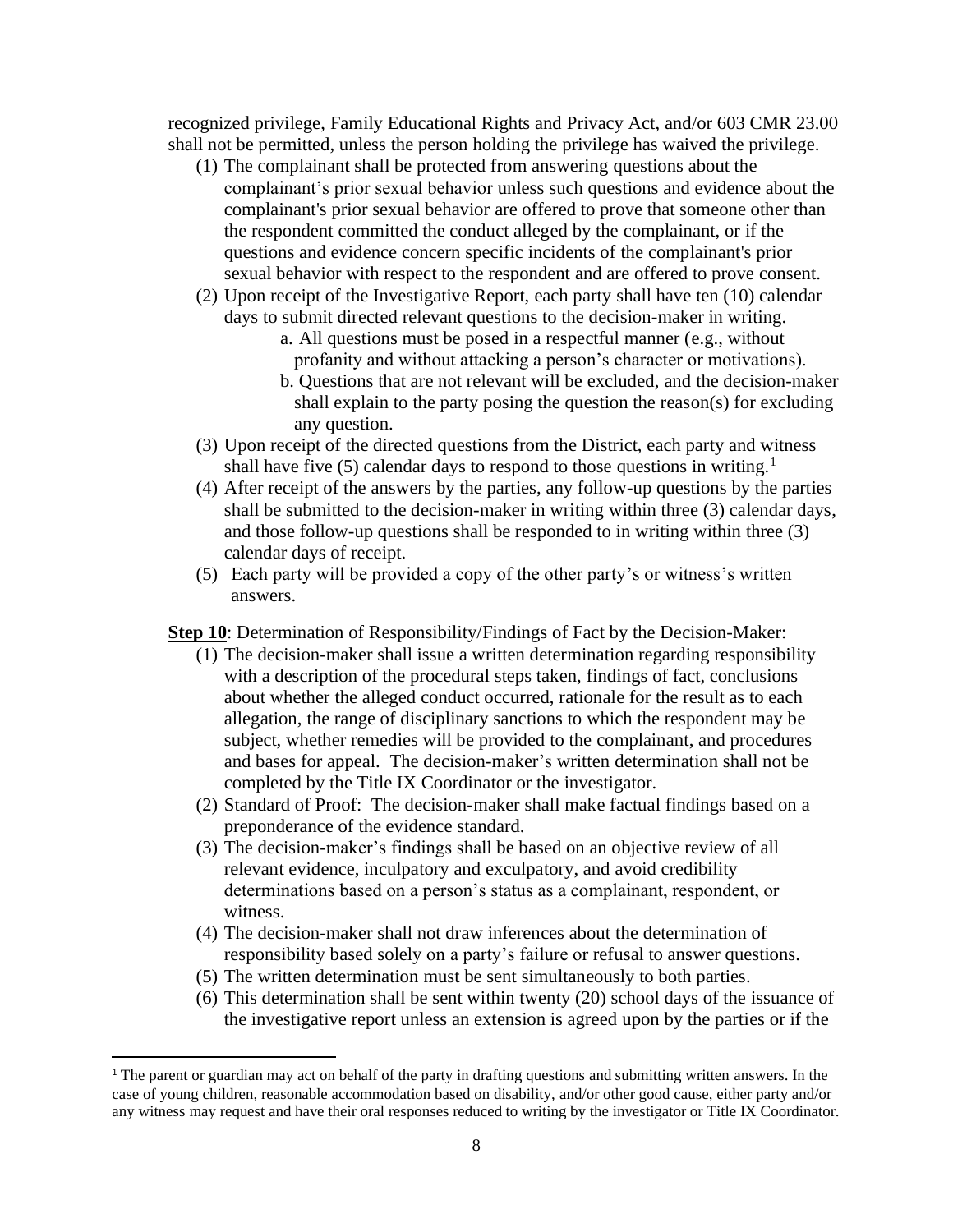recognized privilege, Family Educational Rights and Privacy Act, and/or 603 CMR 23.00 shall not be permitted, unless the person holding the privilege has waived the privilege.

(1) The complainant shall be protected from answering questions about the complainant's prior sexual behavior unless such questions and evidence about the complainant's prior sexual behavior are offered to prove that someone other than the respondent committed the conduct alleged by the complainant, or if the questions and evidence concern specific incidents of the complainant's prior sexual behavior with respect to the respondent and are offered to prove consent.

(2) Upon receipt of the Investigative Report, each party shall have ten (10) calendar days to submit directed relevant questions to the decision-maker in writing.

   a. All questions must be posed in a respectful manner (e.g., without profanity and without attacking a person's character or motivations).

   b. Questions that are not relevant will be excluded, and the decision-maker shall explain to the party posing the question the reason(s) for excluding any question.

(3) Upon receipt of the directed questions from the District, each party and witness shall have five (5) calendar days to respond to those questions in writing.[1]

(4) After receipt of the answers by the parties, any follow-up questions by the parties shall be submitted to the decision-maker in writing within three (3) calendar days, and those follow-up questions shall be responded to in writing within three (3) calendar days of receipt.

(5) Each party will be provided a copy of the other party's or witness's written answers.

**Step 10**: Determination of Responsibility/Findings of Fact by the Decision-Maker:

(1) The decision-maker shall issue a written determination regarding responsibility with a description of the procedural steps taken, findings of fact, conclusions about whether the alleged conduct occurred, rationale for the result as to each allegation, the range of disciplinary sanctions to which the respondent may be subject, whether remedies will be provided to the complainant, and procedures and bases for appeal. The decision-maker's written determination shall not be completed by the Title IX Coordinator or the investigator.

(2) Standard of Proof: The decision-maker shall make factual findings based on a preponderance of the evidence standard.

(3) The decision-maker's findings shall be based on an objective review of all relevant evidence, inculpatory and exculpatory, and avoid credibility determinations based on a person's status as a complainant, respondent, or witness.

(4) The decision-maker shall not draw inferences about the determination of responsibility based solely on a party's failure or refusal to answer questions.

(5) The written determination must be sent simultaneously to both parties.

(6) This determination shall be sent within twenty (20) school days of the issuance of the investigative report unless an extension is agreed upon by the parties or if the

[1] The parent or guardian may act on behalf of the party in drafting questions and submitting written answers. In the case of young children, reasonable accommodation based on disability, and/or other good cause, either party and/or any witness may request and have their oral responses reduced to writing by the investigator or Title IX Coordinator.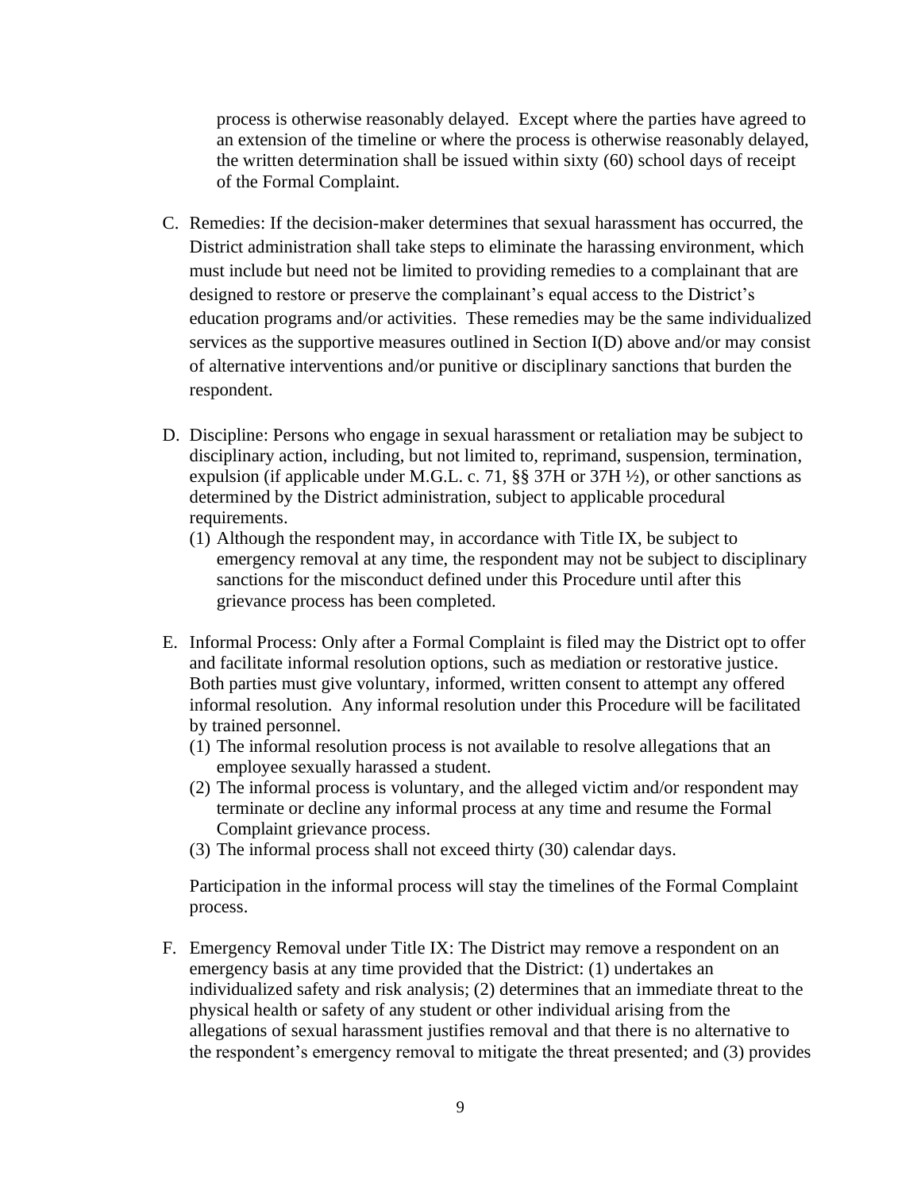process is otherwise reasonably delayed. Except where the parties have agreed to an extension of the timeline or where the process is otherwise reasonably delayed, the written determination shall be issued within sixty (60) school days of receipt of the Formal Complaint.

C. Remedies: If the decision-maker determines that sexual harassment has occurred, the District administration shall take steps to eliminate the harassing environment, which must include but need not be limited to providing remedies to a complainant that are designed to restore or preserve the complainant's equal access to the District's education programs and/or activities. These remedies may be the same individualized services as the supportive measures outlined in Section I(D) above and/or may consist of alternative interventions and/or punitive or disciplinary sanctions that burden the respondent.

D. Discipline: Persons who engage in sexual harassment or retaliation may be subject to disciplinary action, including, but not limited to, reprimand, suspension, termination, expulsion (if applicable under M.G.L. c. 71, §§ 37H or 37H ½), or other sanctions as determined by the District administration, subject to applicable procedural requirements.
   (1) Although the respondent may, in accordance with Title IX, be subject to emergency removal at any time, the respondent may not be subject to disciplinary sanctions for the misconduct defined under this Procedure until after this grievance process has been completed.

E. Informal Process: Only after a Formal Complaint is filed may the District opt to offer and facilitate informal resolution options, such as mediation or restorative justice. Both parties must give voluntary, informed, written consent to attempt any offered informal resolution. Any informal resolution under this Procedure will be facilitated by trained personnel.
   (1) The informal resolution process is not available to resolve allegations that an employee sexually harassed a student.
   (2) The informal process is voluntary, and the alleged victim and/or respondent may terminate or decline any informal process at any time and resume the Formal Complaint grievance process.
   (3) The informal process shall not exceed thirty (30) calendar days.

   Participation in the informal process will stay the timelines of the Formal Complaint process.

F. Emergency Removal under Title IX: The District may remove a respondent on an emergency basis at any time provided that the District: (1) undertakes an individualized safety and risk analysis; (2) determines that an immediate threat to the physical health or safety of any student or other individual arising from the allegations of sexual harassment justifies removal and that there is no alternative to the respondent's emergency removal to mitigate the threat presented; and (3) provides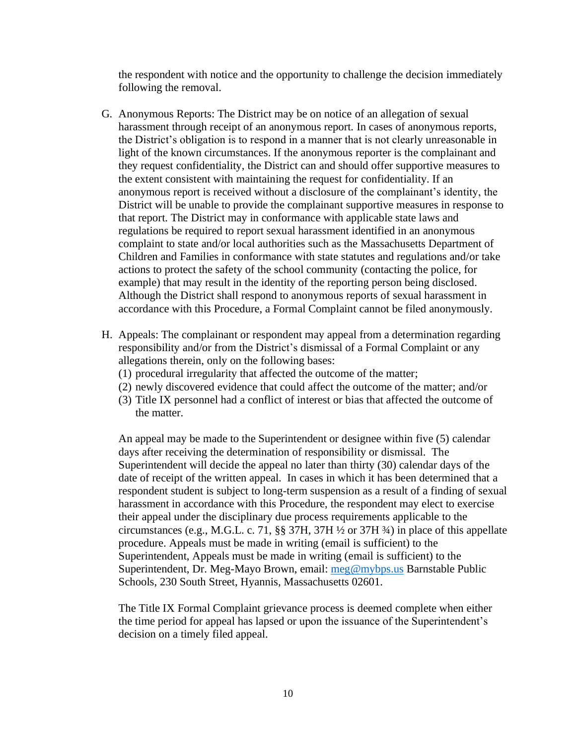the respondent with notice and the opportunity to challenge the decision immediately following the removal.

G. Anonymous Reports: The District may be on notice of an allegation of sexual harassment through receipt of an anonymous report. In cases of anonymous reports, the District's obligation is to respond in a manner that is not clearly unreasonable in light of the known circumstances. If the anonymous reporter is the complainant and they request confidentiality, the District can and should offer supportive measures to the extent consistent with maintaining the request for confidentiality. If an anonymous report is received without a disclosure of the complainant's identity, the District will be unable to provide the complainant supportive measures in response to that report. The District may in conformance with applicable state laws and regulations be required to report sexual harassment identified in an anonymous complaint to state and/or local authorities such as the Massachusetts Department of Children and Families in conformance with state statutes and regulations and/or take actions to protect the safety of the school community (contacting the police, for example) that may result in the identity of the reporting person being disclosed. Although the District shall respond to anonymous reports of sexual harassment in accordance with this Procedure, a Formal Complaint cannot be filed anonymously.

H. Appeals: The complainant or respondent may appeal from a determination regarding responsibility and/or from the District's dismissal of a Formal Complaint or any allegations therein, only on the following bases:
   (1) procedural irregularity that affected the outcome of the matter;
   (2) newly discovered evidence that could affect the outcome of the matter; and/or
   (3) Title IX personnel had a conflict of interest or bias that affected the outcome of the matter.

   An appeal may be made to the Superintendent or designee within five (5) calendar days after receiving the determination of responsibility or dismissal. The Superintendent will decide the appeal no later than thirty (30) calendar days of the date of receipt of the written appeal. In cases in which it has been determined that a respondent student is subject to long-term suspension as a result of a finding of sexual harassment in accordance with this Procedure, the respondent may elect to exercise their appeal under the disciplinary due process requirements applicable to the circumstances (e.g., M.G.L. c. 71, §§ 37H, 37H ½ or 37H ¾) in place of this appellate procedure. Appeals must be made in writing (email is sufficient) to the Superintendent, Appeals must be made in writing (email is sufficient) to the Superintendent, Dr. Meg-Mayo Brown, email: meg@mybps.us Barnstable Public Schools, 230 South Street, Hyannis, Massachusetts 02601.

   The Title IX Formal Complaint grievance process is deemed complete when either the time period for appeal has lapsed or upon the issuance of the Superintendent's decision on a timely filed appeal.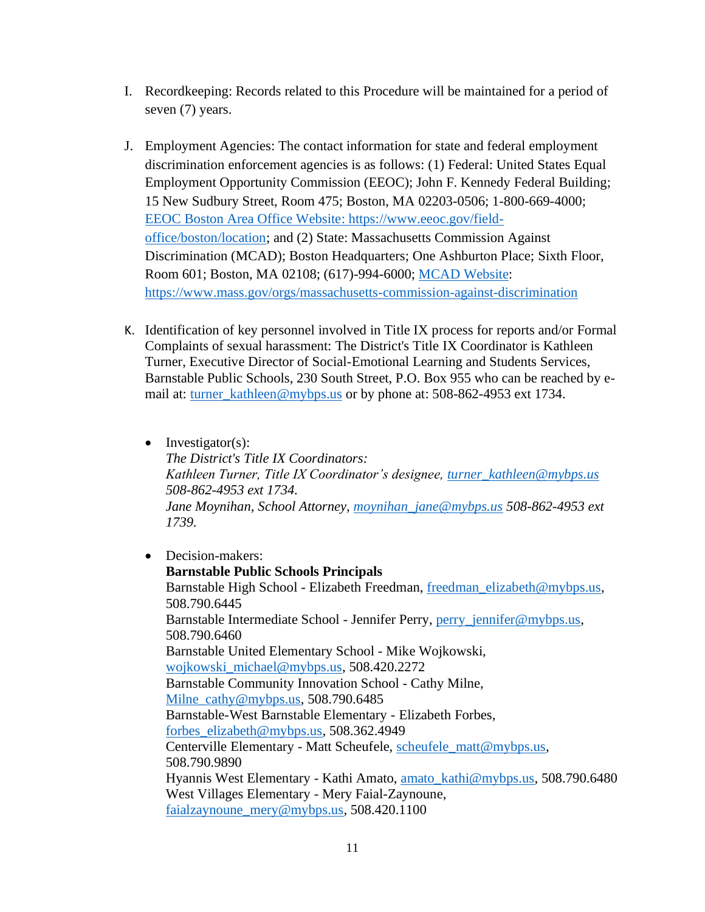I. Recordkeeping: Records related to this Procedure will be maintained for a period of seven (7) years.

J. Employment Agencies: The contact information for state and federal employment discrimination enforcement agencies is as follows: (1) Federal: United States Equal Employment Opportunity Commission (EEOC); John F. Kennedy Federal Building; 15 New Sudbury Street, Room 475; Boston, MA 02203-0506; 1-800-669-4000; [EEOC Boston Area Office Website: https://www.eeoc.gov/field-office/boston/location](https://www.eeoc.gov/field-office/boston/location); and (2) State: Massachusetts Commission Against Discrimination (MCAD); Boston Headquarters; One Ashburton Place; Sixth Floor, Room 601; Boston, MA 02108; (617)-994-6000; [MCAD Website](https://www.mass.gov/orgs/massachusetts-commission-against-discrimination): https://www.mass.gov/orgs/massachusetts-commission-against-discrimination

K. Identification of key personnel involved in Title IX process for reports and/or Formal Complaints of sexual harassment: The District's Title IX Coordinator is Kathleen Turner, Executive Director of Social-Emotional Learning and Students Services, Barnstable Public Schools, 230 South Street, P.O. Box 955 who can be reached by e-mail at: turner_kathleen@mybps.us or by phone at: 508-862-4953 ext 1734.

- Investigator(s):
  *The District's Title IX Coordinators:*
  *Kathleen Turner, Title IX Coordinator's designee, turner_kathleen@mybps.us 508-862-4953 ext 1734.*
  *Jane Moynihan, School Attorney, moynihan_jane@mybps.us 508-862-4953 ext 1739.*

- Decision-makers:
  **Barnstable Public Schools Principals**
  Barnstable High School - Elizabeth Freedman, freedman_elizabeth@mybps.us, 508.790.6445
  Barnstable Intermediate School - Jennifer Perry, perry_jennifer@mybps.us, 508.790.6460
  Barnstable United Elementary School - Mike Wojkowski, wojkowski_michael@mybps.us, 508.420.2272
  Barnstable Community Innovation School - Cathy Milne, Milne_cathy@mybps.us, 508.790.6485
  Barnstable-West Barnstable Elementary - Elizabeth Forbes, forbes_elizabeth@mybps.us, 508.362.4949
  Centerville Elementary - Matt Scheufele, scheufele_matt@mybps.us, 508.790.9890
  Hyannis West Elementary - Kathi Amato, amato_kathi@mybps.us, 508.790.6480
  West Villages Elementary - Mery Faial-Zaynoune, faialzaynoune_mery@mybps.us, 508.420.1100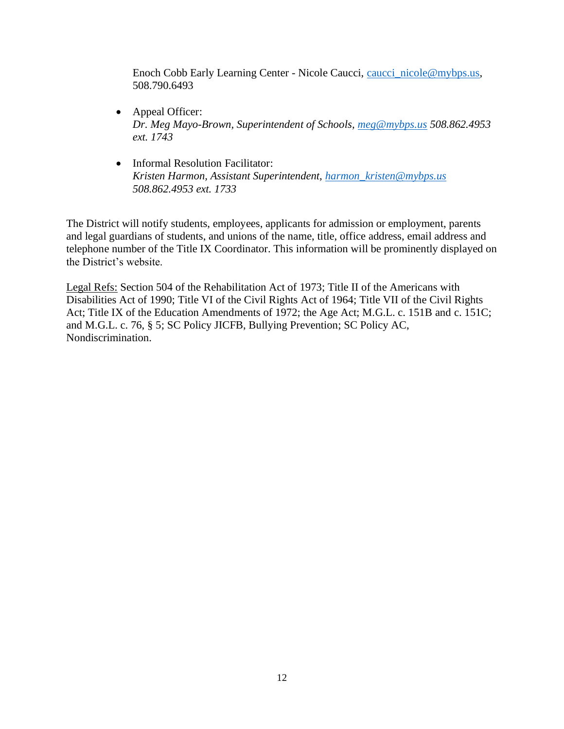Enoch Cobb Early Learning Center - Nicole Caucci, caucci_nicole@mybps.us, 508.790.6493

- Appeal Officer:
  *Dr. Meg Mayo-Brown, Superintendent of Schools, meg@mybps.us 508.862.4953 ext. 1743*

- Informal Resolution Facilitator:
  *Kristen Harmon, Assistant Superintendent, harmon_kristen@mybps.us 508.862.4953 ext. 1733*

The District will notify students, employees, applicants for admission or employment, parents and legal guardians of students, and unions of the name, title, office address, email address and telephone number of the Title IX Coordinator. This information will be prominently displayed on the District's website.

Legal Refs: Section 504 of the Rehabilitation Act of 1973; Title II of the Americans with Disabilities Act of 1990; Title VI of the Civil Rights Act of 1964; Title VII of the Civil Rights Act; Title IX of the Education Amendments of 1972; the Age Act; M.G.L. c. 151B and c. 151C; and M.G.L. c. 76, § 5; SC Policy JICFB, Bullying Prevention; SC Policy AC, Nondiscrimination.